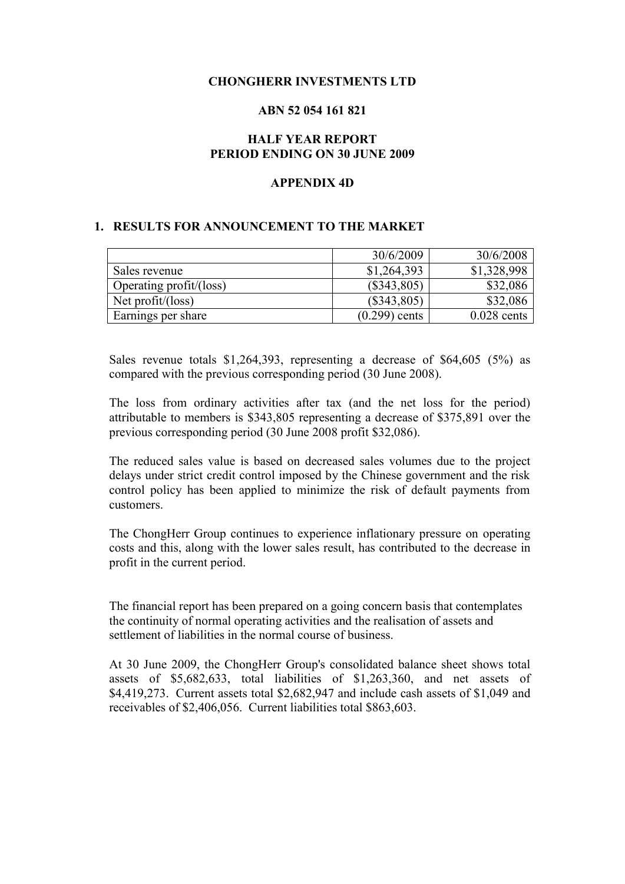**CHONGHERR INVESTMENTS LTD**

**ABN 52 054 161 821**

**HALF YEAR REPORT**
**PERIOD ENDING ON 30 JUNE 2009**

**APPENDIX 4D**

## 1. RESULTS FOR ANNOUNCEMENT TO THE MARKET

| | 30/6/2009 | 30/6/2008 |
|---|---|---|
| Sales revenue | $1,264,393 | $1,328,998 |
| Operating profit/(loss) | ($343,805) | $32,086 |
| Net profit/(loss) | ($343,805) | $32,086 |
| Earnings per share | (0.299) cents | 0.028 cents |

Sales revenue totals $1,264,393, representing a decrease of $64,605 (5%) as compared with the previous corresponding period (30 June 2008).

The loss from ordinary activities after tax (and the net loss for the period) attributable to members is $343,805 representing a decrease of $375,891 over the previous corresponding period (30 June 2008 profit $32,086).

The reduced sales value is based on decreased sales volumes due to the project delays under strict credit control imposed by the Chinese government and the risk control policy has been applied to minimize the risk of default payments from customers.

The ChongHerr Group continues to experience inflationary pressure on operating costs and this, along with the lower sales result, has contributed to the decrease in profit in the current period.

The financial report has been prepared on a going concern basis that contemplates the continuity of normal operating activities and the realisation of assets and settlement of liabilities in the normal course of business.

At 30 June 2009, the ChongHerr Group's consolidated balance sheet shows total assets of $5,682,633, total liabilities of $1,263,360, and net assets of $4,419,273. Current assets total $2,682,947 and include cash assets of $1,049 and receivables of $2,406,056. Current liabilities total $863,603.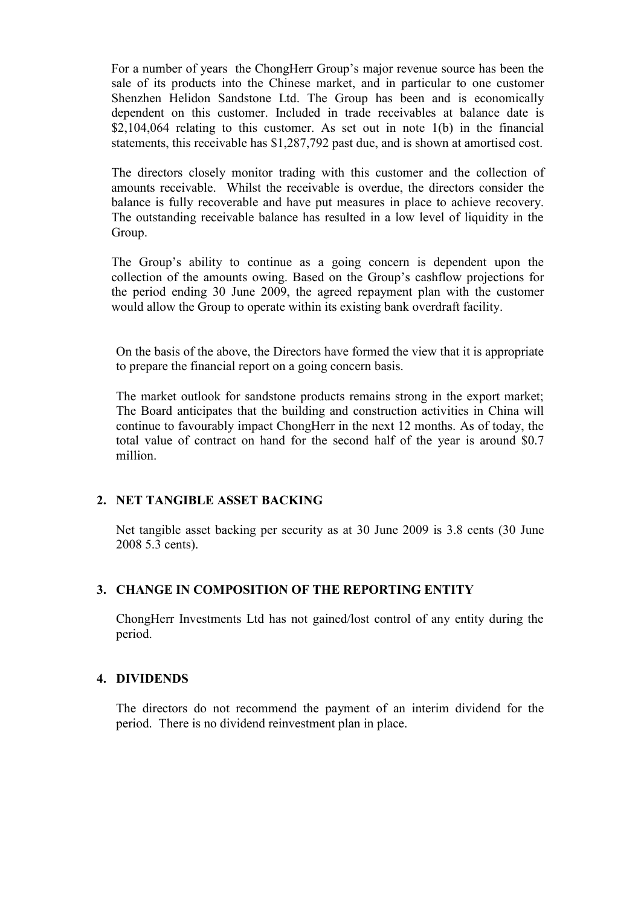For a number of years the ChongHerr Group's major revenue source has been the sale of its products into the Chinese market, and in particular to one customer Shenzhen Helidon Sandstone Ltd. The Group has been and is economically dependent on this customer. Included in trade receivables at balance date is $2,104,064 relating to this customer. As set out in note 1(b) in the financial statements, this receivable has $1,287,792 past due, and is shown at amortised cost.

The directors closely monitor trading with this customer and the collection of amounts receivable. Whilst the receivable is overdue, the directors consider the balance is fully recoverable and have put measures in place to achieve recovery. The outstanding receivable balance has resulted in a low level of liquidity in the Group.

The Group's ability to continue as a going concern is dependent upon the collection of the amounts owing. Based on the Group's cashflow projections for the period ending 30 June 2009, the agreed repayment plan with the customer would allow the Group to operate within its existing bank overdraft facility.

On the basis of the above, the Directors have formed the view that it is appropriate to prepare the financial report on a going concern basis.

The market outlook for sandstone products remains strong in the export market; The Board anticipates that the building and construction activities in China will continue to favourably impact ChongHerr in the next 12 months. As of today, the total value of contract on hand for the second half of the year is around $0.7 million.

## 2. NET TANGIBLE ASSET BACKING

Net tangible asset backing per security as at 30 June 2009 is 3.8 cents (30 June 2008 5.3 cents).

## 3. CHANGE IN COMPOSITION OF THE REPORTING ENTITY

ChongHerr Investments Ltd has not gained/lost control of any entity during the period.

## 4. DIVIDENDS

The directors do not recommend the payment of an interim dividend for the period. There is no dividend reinvestment plan in place.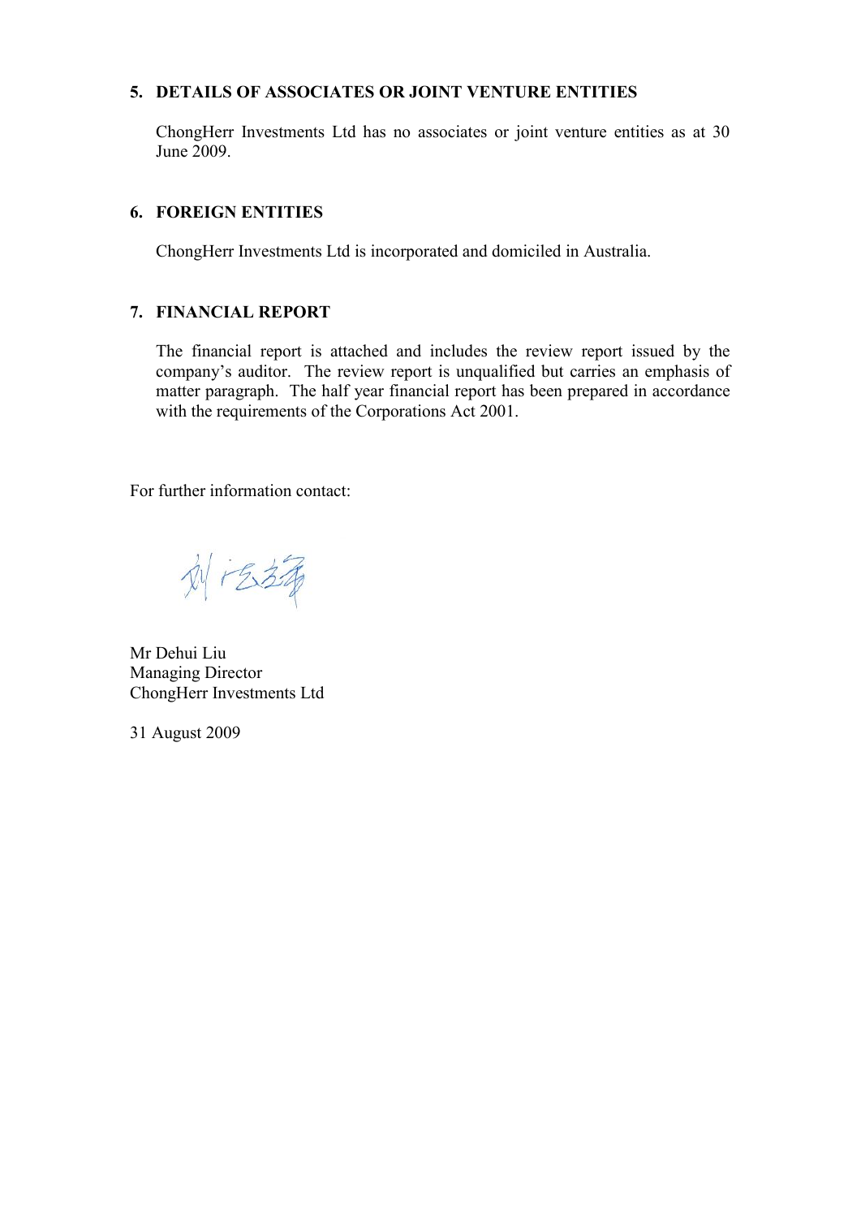## 5. DETAILS OF ASSOCIATES OR JOINT VENTURE ENTITIES

ChongHerr Investments Ltd has no associates or joint venture entities as at 30 June 2009.

## 6. FOREIGN ENTITIES

ChongHerr Investments Ltd is incorporated and domiciled in Australia.

## 7. FINANCIAL REPORT

The financial report is attached and includes the review report issued by the company's auditor. The review report is unqualified but carries an emphasis of matter paragraph. The half year financial report has been prepared in accordance with the requirements of the Corporations Act 2001.

For further information contact:

Mr Dehui Liu
Managing Director
ChongHerr Investments Ltd

31 August 2009